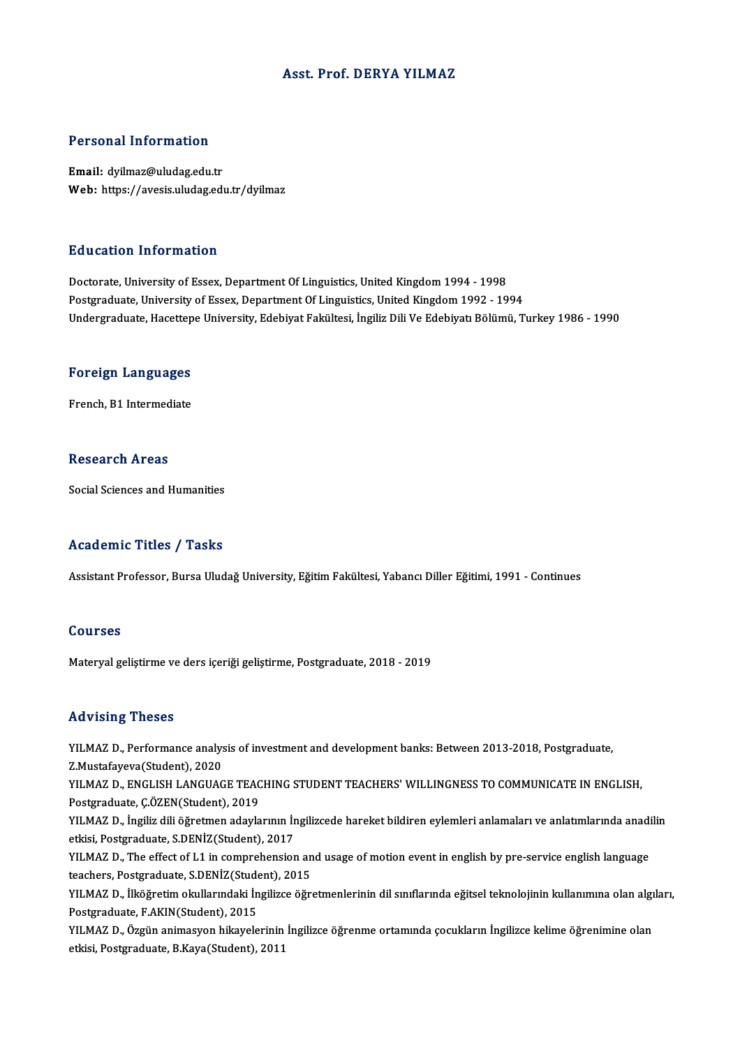# Asst. Prof. DERYA YILMAZ

## Personal Information

**Email:** dyilmaz@uludag.edu.tr
**Web:** https://avesis.uludag.edu.tr/dyilmaz

## Education Information

Doctorate, University of Essex, Department Of Linguistics, United Kingdom 1994 - 1998
Postgraduate, University of Essex, Department Of Linguistics, United Kingdom 1992 - 1994
Undergraduate, Hacettepe University, Edebiyat Fakültesi, İngiliz Dili Ve Edebiyatı Bölümü, Turkey 1986 - 1990

## Foreign Languages

French, B1 Intermediate

## Research Areas

Social Sciences and Humanities

## Academic Titles / Tasks

Assistant Professor, Bursa Uludağ University, Eğitim Fakültesi, Yabancı Diller Eğitimi, 1991 - Continues

## Courses

Materyal geliştirme ve ders içeriği geliştirme, Postgraduate, 2018 - 2019

## Advising Theses

YILMAZ D., Performance analysis of investment and development banks: Between 2013-2018, Postgraduate, Z.Mustafayeva(Student), 2020
YILMAZ D., ENGLISH LANGUAGE TEACHING STUDENT TEACHERS' WILLINGNESS TO COMMUNICATE IN ENGLISH, Postgraduate, Ç.ÖZEN(Student), 2019
YILMAZ D., İngiliz dili öğretmen adaylarının İngilizcede hareket bildiren eylemleri anlamaları ve anlatımlarında anadilin etkisi, Postgraduate, S.DENİZ(Student), 2017
YILMAZ D., The effect of L1 in comprehension and usage of motion event in english by pre-service english language teachers, Postgraduate, S.DENİZ(Student), 2015
YILMAZ D., İlköğretim okullarındaki İngilizce öğretmenlerinin dil sınıflarında eğitsel teknolojinin kullanımına olan algıları, Postgraduate, F.AKIN(Student), 2015
YILMAZ D., Özgün animasyon hikayelerinin İngilizce öğrenme ortamında çocukların İngilizce kelime öğrenimine olan etkisi, Postgraduate, B.Kaya(Student), 2011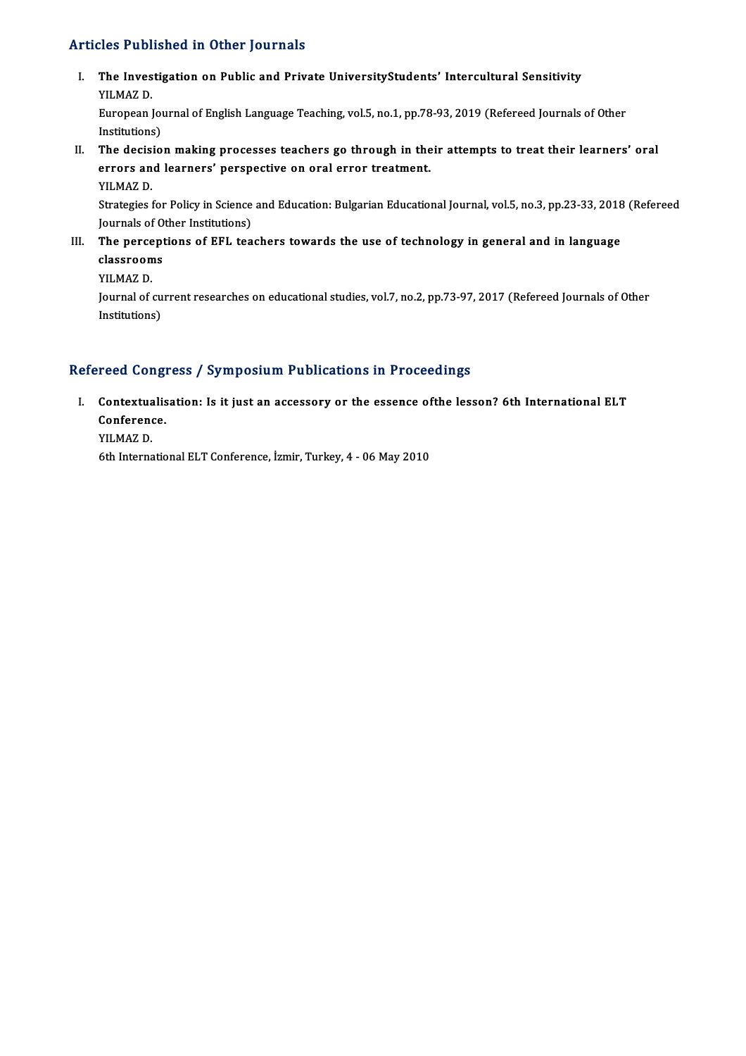## Articles Published in Other Journals

I. **The Investigation on Public and Private UniversityStudents' Intercultural Sensitivity**
   YILMAZ D.
   European Journal of English Language Teaching, vol.5, no.1, pp.78-93, 2019 (Refereed Journals of Other Institutions)

II. **The decision making processes teachers go through in their attempts to treat their learners' oral errors and learners' perspective on oral error treatment.**
   YILMAZ D.
   Strategies for Policy in Science and Education: Bulgarian Educational Journal, vol.5, no.3, pp.23-33, 2018 (Refereed Journals of Other Institutions)

III. **The perceptions of EFL teachers towards the use of technology in general and in language classrooms**
   YILMAZ D.
   Journal of current researches on educational studies, vol.7, no.2, pp.73-97, 2017 (Refereed Journals of Other Institutions)

## Refereed Congress / Symposium Publications in Proceedings

I. **Contextualisation: Is it just an accessory or the essence ofthe lesson? 6th International ELT Conference.**
   YILMAZ D.
   6th International ELT Conference, İzmir, Turkey, 4 - 06 May 2010